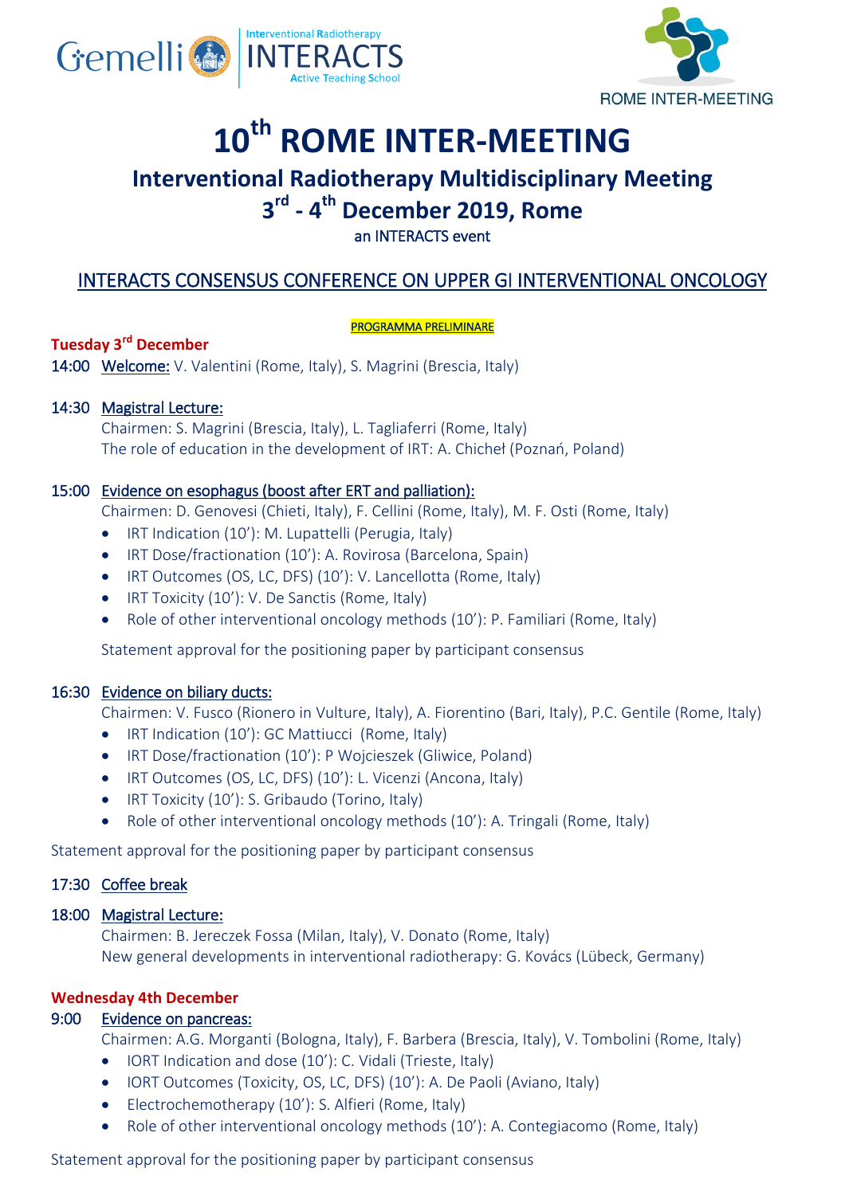Gemelli | Interventional Radiotherapy INTERACTS Active Teaching School

ROME INTER-MEETING

# 10th ROME INTER-MEETING

## Interventional Radiotherapy Multidisciplinary Meeting

## 3rd - 4th December 2019, Rome

an INTERACTS event

## INTERACTS CONSENSUS CONFERENCE ON UPPER GI INTERVENTIONAL ONCOLOGY

PROGRAMMA PRELIMINARE

### Tuesday 3rd December

14:00 Welcome: V. Valentini (Rome, Italy), S. Magrini (Brescia, Italy)

14:30 Magistral Lecture:
Chairmen: S. Magrini (Brescia, Italy), L. Tagliaferri (Rome, Italy)
The role of education in the development of IRT: A. Chicheł (Poznań, Poland)

15:00 Evidence on esophagus (boost after ERT and palliation):
Chairmen: D. Genovesi (Chieti, Italy), F. Cellini (Rome, Italy), M. F. Osti (Rome, Italy)

- IRT Indication (10'): M. Lupattelli (Perugia, Italy)
- IRT Dose/fractionation (10'): A. Rovirosa (Barcelona, Spain)
- IRT Outcomes (OS, LC, DFS) (10'): V. Lancellotta (Rome, Italy)
- IRT Toxicity (10'): V. De Sanctis (Rome, Italy)
- Role of other interventional oncology methods (10'): P. Familiari (Rome, Italy)

Statement approval for the positioning paper by participant consensus

16:30 Evidence on biliary ducts:
Chairmen: V. Fusco (Rionero in Vulture, Italy), A. Fiorentino (Bari, Italy), P.C. Gentile (Rome, Italy)

- IRT Indication (10'): GC Mattiucci (Rome, Italy)
- IRT Dose/fractionation (10'): P Wojcieszek (Gliwice, Poland)
- IRT Outcomes (OS, LC, DFS) (10'): L. Vicenzi (Ancona, Italy)
- IRT Toxicity (10'): S. Gribaudo (Torino, Italy)
- Role of other interventional oncology methods (10'): A. Tringali (Rome, Italy)

Statement approval for the positioning paper by participant consensus

17:30 Coffee break

18:00 Magistral Lecture:
Chairmen: B. Jereczek Fossa (Milan, Italy), V. Donato (Rome, Italy)
New general developments in interventional radiotherapy: G. Kovács (Lübeck, Germany)

### Wednesday 4th December

9:00 Evidence on pancreas:
Chairmen: A.G. Morganti (Bologna, Italy), F. Barbera (Brescia, Italy), V. Tombolini (Rome, Italy)

- IORT Indication and dose (10'): C. Vidali (Trieste, Italy)
- IORT Outcomes (Toxicity, OS, LC, DFS) (10'): A. De Paoli (Aviano, Italy)
- Electrochemotherapy (10'): S. Alfieri (Rome, Italy)
- Role of other interventional oncology methods (10'): A. Contegiacomo (Rome, Italy)

Statement approval for the positioning paper by participant consensus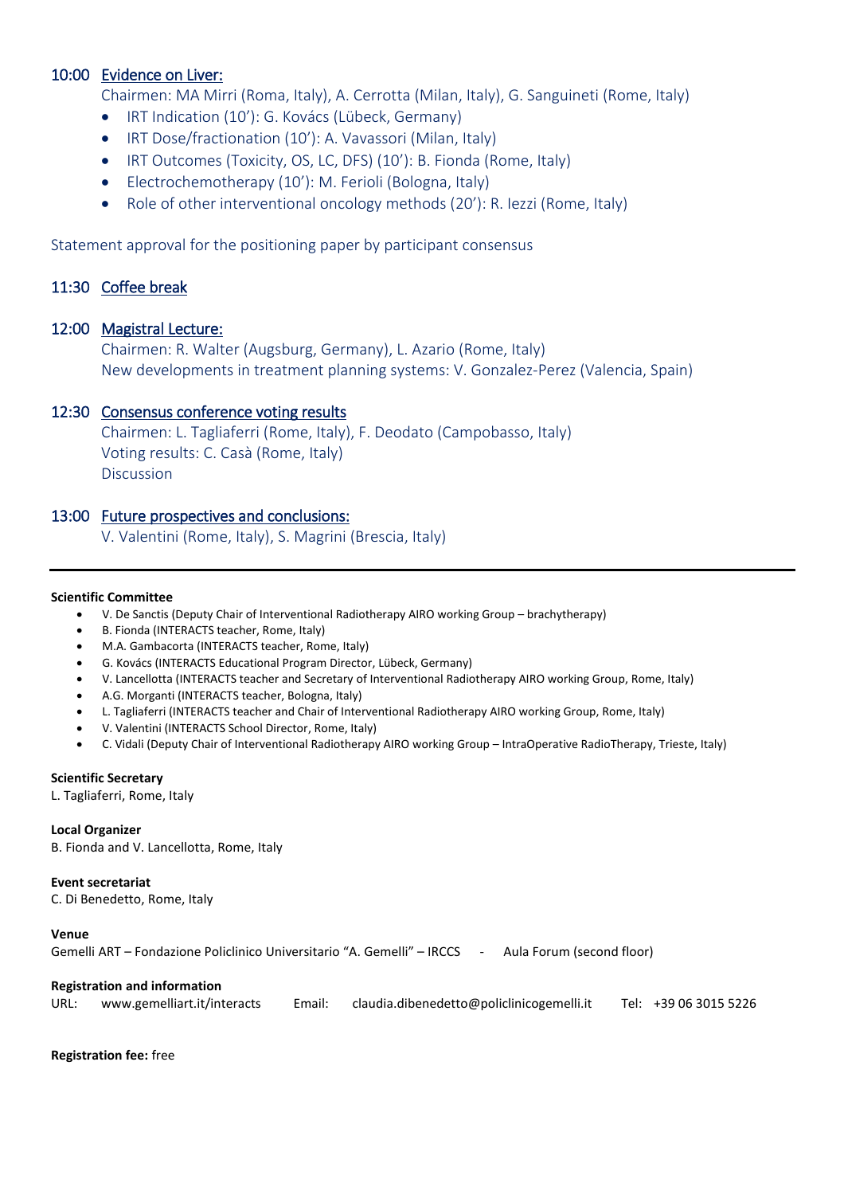**10:00 Evidence on Liver:**

Chairmen: MA Mirri (Roma, Italy), A. Cerrotta (Milan, Italy), G. Sanguineti (Rome, Italy)

- IRT Indication (10'): G. Kovács (Lübeck, Germany)
- IRT Dose/fractionation (10'): A. Vavassori (Milan, Italy)
- IRT Outcomes (Toxicity, OS, LC, DFS) (10'): B. Fionda (Rome, Italy)
- Electrochemotherapy (10'): M. Ferioli (Bologna, Italy)
- Role of other interventional oncology methods (20'): R. Iezzi (Rome, Italy)

Statement approval for the positioning paper by participant consensus

**11:30 Coffee break**

**12:00 Magistral Lecture:**

Chairmen: R. Walter (Augsburg, Germany), L. Azario (Rome, Italy)
New developments in treatment planning systems: V. Gonzalez-Perez (Valencia, Spain)

**12:30 Consensus conference voting results**

Chairmen: L. Tagliaferri (Rome, Italy), F. Deodato (Campobasso, Italy)
Voting results: C. Casà (Rome, Italy)
Discussion

**13:00 Future prospectives and conclusions:**

V. Valentini (Rome, Italy), S. Magrini (Brescia, Italy)

---

**Scientific Committee**

- V. De Sanctis (Deputy Chair of Interventional Radiotherapy AIRO working Group – brachytherapy)
- B. Fionda (INTERACTS teacher, Rome, Italy)
- M.A. Gambacorta (INTERACTS teacher, Rome, Italy)
- G. Kovács (INTERACTS Educational Program Director, Lübeck, Germany)
- V. Lancellotta (INTERACTS teacher and Secretary of Interventional Radiotherapy AIRO working Group, Rome, Italy)
- A.G. Morganti (INTERACTS teacher, Bologna, Italy)
- L. Tagliaferri (INTERACTS teacher and Chair of Interventional Radiotherapy AIRO working Group, Rome, Italy)
- V. Valentini (INTERACTS School Director, Rome, Italy)
- C. Vidali (Deputy Chair of Interventional Radiotherapy AIRO working Group – IntraOperative RadioTherapy, Trieste, Italy)

**Scientific Secretary**
L. Tagliaferri, Rome, Italy

**Local Organizer**
B. Fionda and V. Lancellotta, Rome, Italy

**Event secretariat**
C. Di Benedetto, Rome, Italy

**Venue**
Gemelli ART – Fondazione Policlinico Universitario "A. Gemelli" – IRCCS - Aula Forum (second floor)

**Registration and information**
URL: www.gemelliart.it/interacts Email: claudia.dibenedetto@policlinicogemelli.it Tel: +39 06 3015 5226

**Registration fee:** free